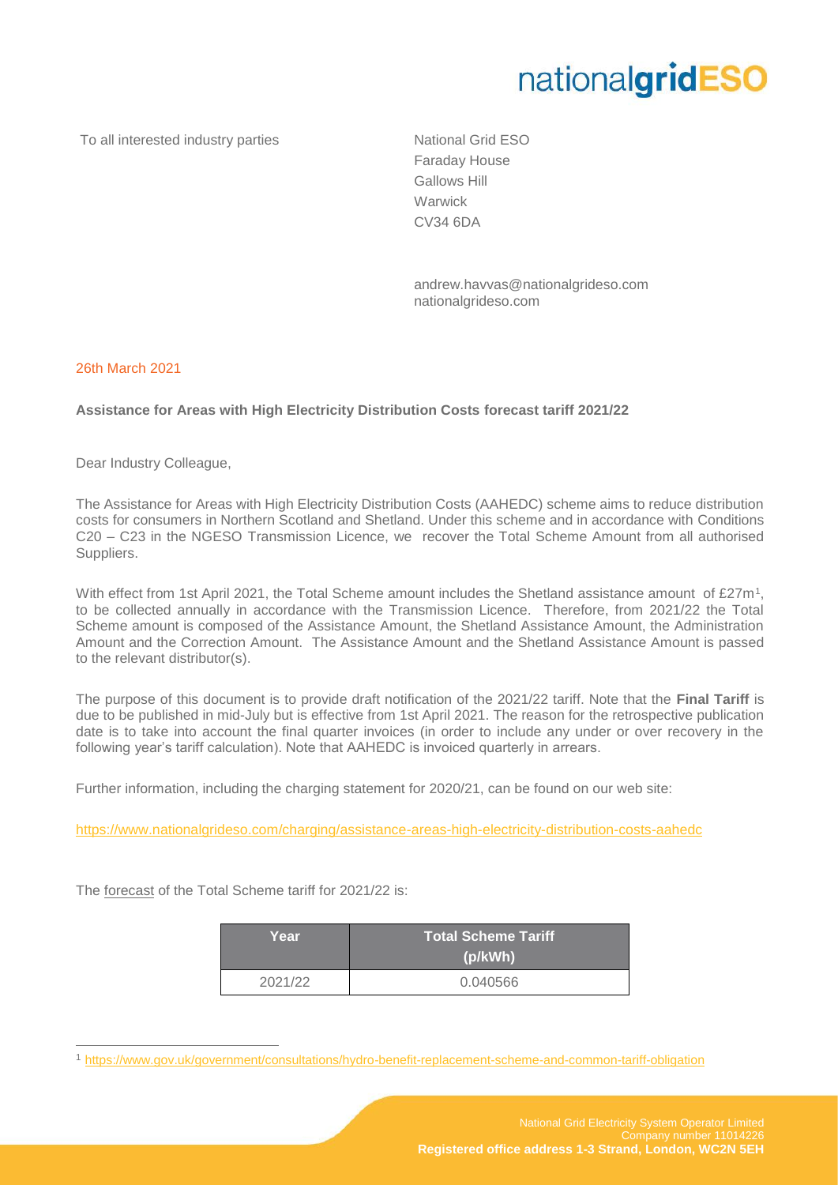nationalgridESO

To all interested industry parties

National Grid ESO
Faraday House
Gallows Hill
Warwick
CV34 6DA

andrew.havvas@nationalgrideso.com
nationalgrideso.com

26th March 2021

**Assistance for Areas with High Electricity Distribution Costs forecast tariff 2021/22**

Dear Industry Colleague,

The Assistance for Areas with High Electricity Distribution Costs (AAHEDC) scheme aims to reduce distribution costs for consumers in Northern Scotland and Shetland. Under this scheme and in accordance with Conditions C20 – C23 in the NGESO Transmission Licence, we recover the Total Scheme Amount from all authorised Suppliers.

With effect from 1st April 2021, the Total Scheme amount includes the Shetland assistance amount of £27m[1], to be collected annually in accordance with the Transmission Licence. Therefore, from 2021/22 the Total Scheme amount is composed of the Assistance Amount, the Shetland Assistance Amount, the Administration Amount and the Correction Amount. The Assistance Amount and the Shetland Assistance Amount is passed to the relevant distributor(s).

The purpose of this document is to provide draft notification of the 2021/22 tariff. Note that the **Final Tariff** is due to be published in mid-July but is effective from 1st April 2021. The reason for the retrospective publication date is to take into account the final quarter invoices (in order to include any under or over recovery in the following year's tariff calculation). Note that AAHEDC is invoiced quarterly in arrears.

Further information, including the charging statement for 2020/21, can be found on our web site:

https://www.nationalgrideso.com/charging/assistance-areas-high-electricity-distribution-costs-aahedc

The forecast of the Total Scheme tariff for 2021/22 is:

| Year | Total Scheme Tariff (p/kWh) |
|---|---|
| 2021/22 | 0.040566 |

[1] https://www.gov.uk/government/consultations/hydro-benefit-replacement-scheme-and-common-tariff-obligation

National Grid Electricity System Operator Limited
Company number 11014226
**Registered office address 1-3 Strand, London, WC2N 5EH**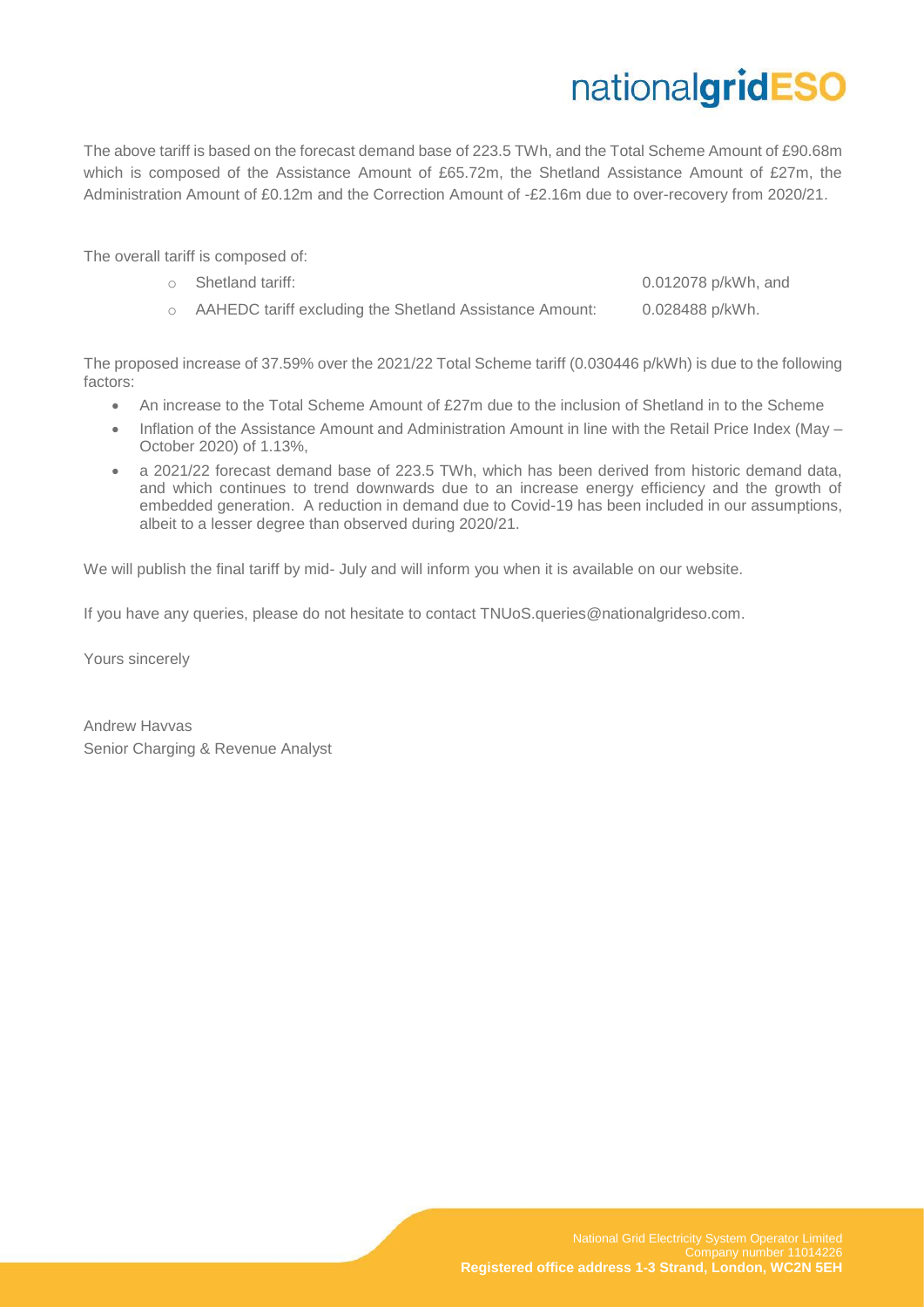The above tariff is based on the forecast demand base of 223.5 TWh, and the Total Scheme Amount of £90.68m which is composed of the Assistance Amount of £65.72m, the Shetland Assistance Amount of £27m, the Administration Amount of £0.12m and the Correction Amount of -£2.16m due to over-recovery from 2020/21.

The overall tariff is composed of:

- Shetland tariff: 0.012078 p/kWh, and
- AAHEDC tariff excluding the Shetland Assistance Amount: 0.028488 p/kWh.

The proposed increase of 37.59% over the 2021/22 Total Scheme tariff (0.030446 p/kWh) is due to the following factors:

- An increase to the Total Scheme Amount of £27m due to the inclusion of Shetland in to the Scheme
- Inflation of the Assistance Amount and Administration Amount in line with the Retail Price Index (May – October 2020) of 1.13%,
- a 2021/22 forecast demand base of 223.5 TWh, which has been derived from historic demand data, and which continues to trend downwards due to an increase energy efficiency and the growth of embedded generation. A reduction in demand due to Covid-19 has been included in our assumptions, albeit to a lesser degree than observed during 2020/21.

We will publish the final tariff by mid- July and will inform you when it is available on our website.

If you have any queries, please do not hesitate to contact TNUoS.queries@nationalgrideso.com.

Yours sincerely

Andrew Havvas
Senior Charging & Revenue Analyst